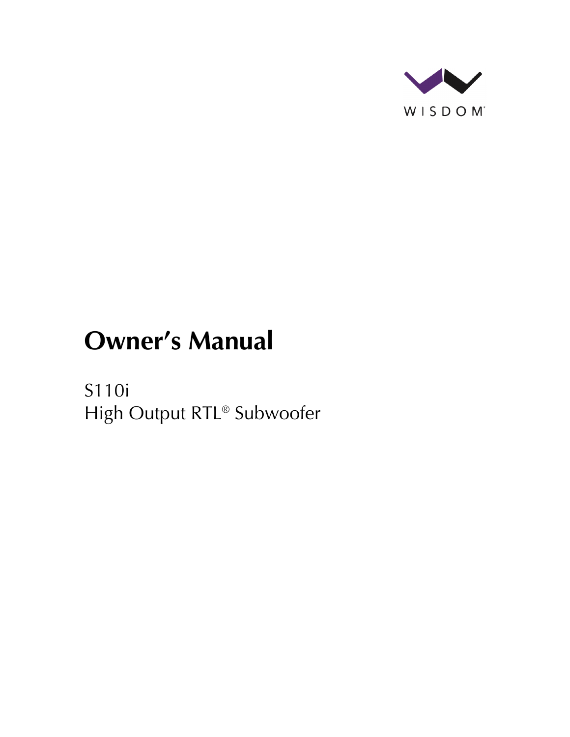WISDOM®

# Owner's Manual

S110i
High Output RTL® Subwoofer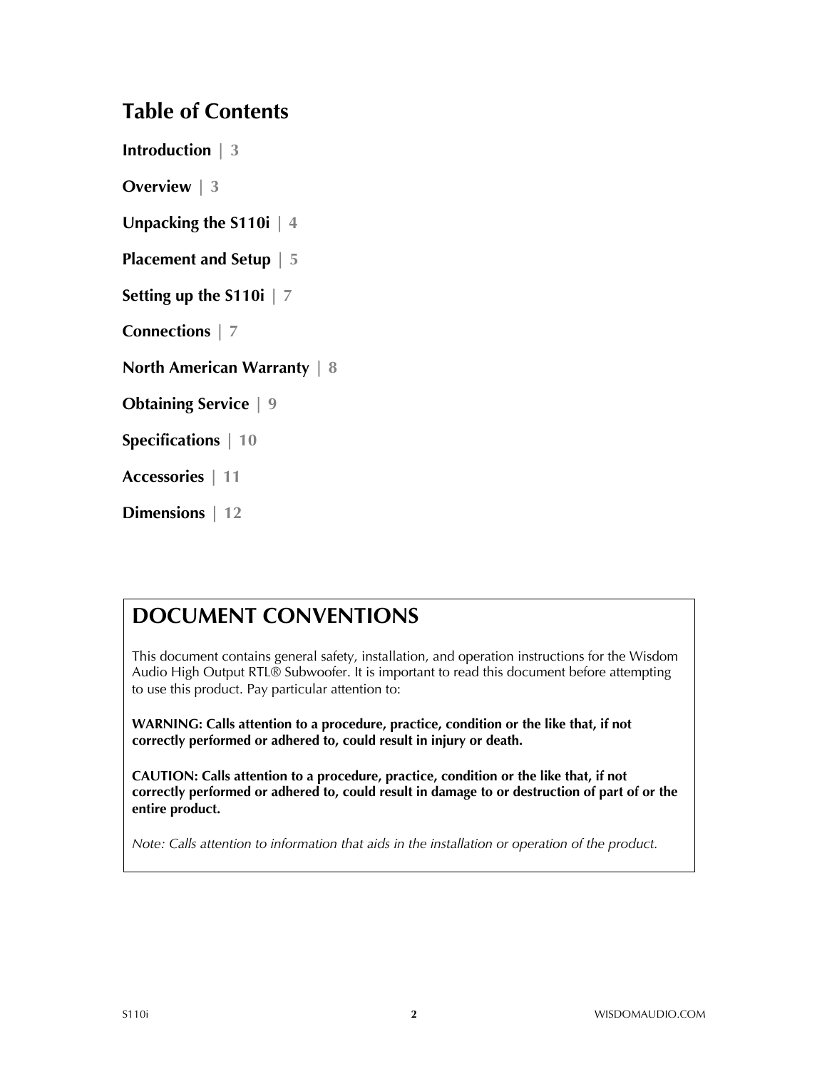# Table of Contents

**Introduction** | 3

**Overview** | 3

**Unpacking the S110i** | 4

**Placement and Setup** | 5

**Setting up the S110i** | 7

**Connections** | 7

**North American Warranty** | 8

**Obtaining Service** | 9

**Specifications** | 10

**Accessories** | 11

**Dimensions** | 12

## DOCUMENT CONVENTIONS

This document contains general safety, installation, and operation instructions for the Wisdom Audio High Output RTL® Subwoofer. It is important to read this document before attempting to use this product. Pay particular attention to:

**WARNING: Calls attention to a procedure, practice, condition or the like that, if not correctly performed or adhered to, could result in injury or death.**

**CAUTION: Calls attention to a procedure, practice, condition or the like that, if not correctly performed or adhered to, could result in damage to or destruction of part of or the entire product.**

*Note: Calls attention to information that aids in the installation or operation of the product.*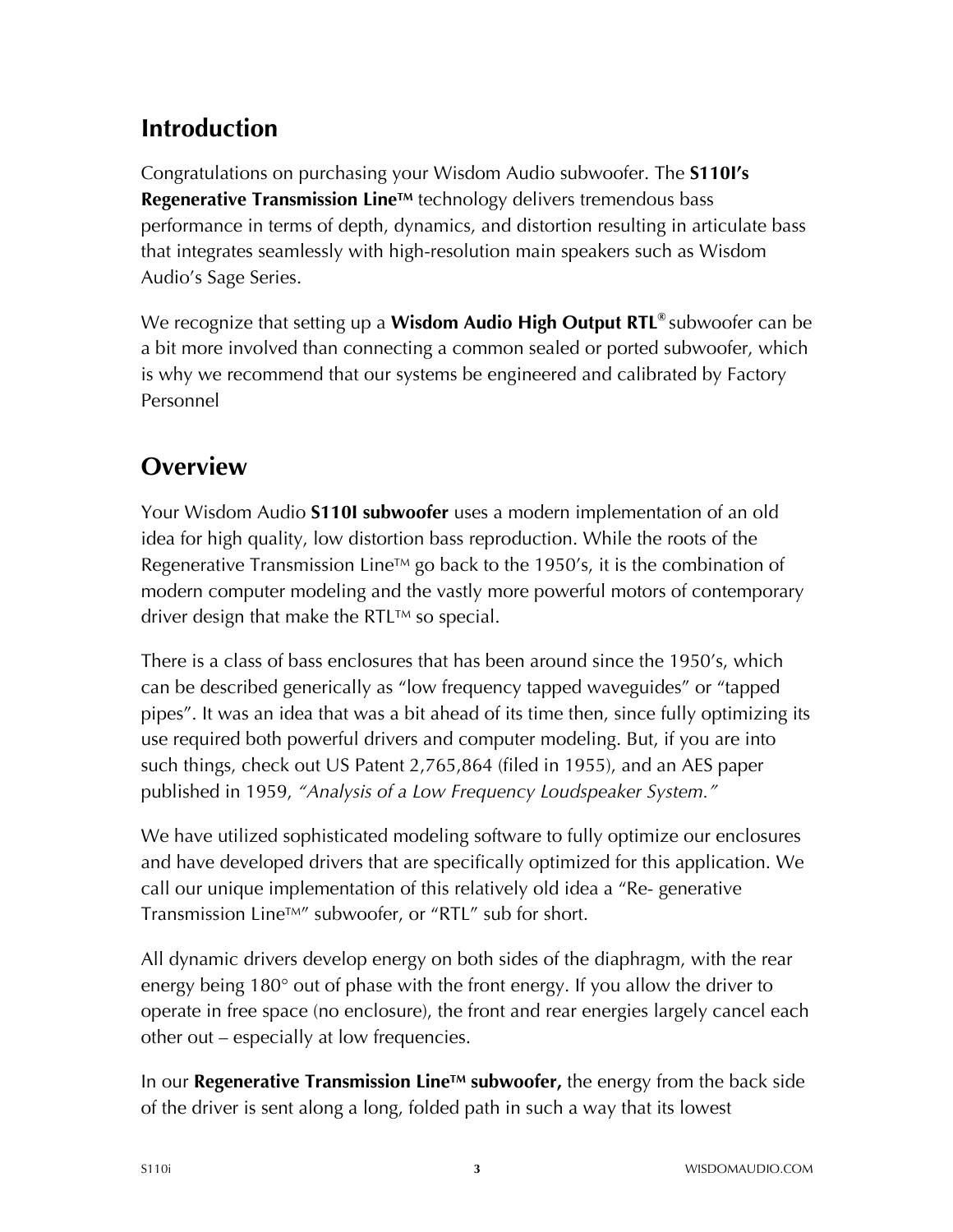## Introduction

Congratulations on purchasing your Wisdom Audio subwoofer. The **S110I's Regenerative Transmission Line™** technology delivers tremendous bass performance in terms of depth, dynamics, and distortion resulting in articulate bass that integrates seamlessly with high-resolution main speakers such as Wisdom Audio's Sage Series.

We recognize that setting up a **Wisdom Audio High Output RTL®** subwoofer can be a bit more involved than connecting a common sealed or ported subwoofer, which is why we recommend that our systems be engineered and calibrated by Factory Personnel

## Overview

Your Wisdom Audio **S110I subwoofer** uses a modern implementation of an old idea for high quality, low distortion bass reproduction. While the roots of the Regenerative Transmission Line™ go back to the 1950's, it is the combination of modern computer modeling and the vastly more powerful motors of contemporary driver design that make the RTL™ so special.

There is a class of bass enclosures that has been around since the 1950's, which can be described generically as "low frequency tapped waveguides" or "tapped pipes". It was an idea that was a bit ahead of its time then, since fully optimizing its use required both powerful drivers and computer modeling. But, if you are into such things, check out US Patent 2,765,864 (filed in 1955), and an AES paper published in 1959, *"Analysis of a Low Frequency Loudspeaker System."*

We have utilized sophisticated modeling software to fully optimize our enclosures and have developed drivers that are specifically optimized for this application. We call our unique implementation of this relatively old idea a "Re- generative Transmission Line™" subwoofer, or "RTL" sub for short.

All dynamic drivers develop energy on both sides of the diaphragm, with the rear energy being 180° out of phase with the front energy. If you allow the driver to operate in free space (no enclosure), the front and rear energies largely cancel each other out – especially at low frequencies.

In our **Regenerative Transmission Line™ subwoofer,** the energy from the back side of the driver is sent along a long, folded path in such a way that its lowest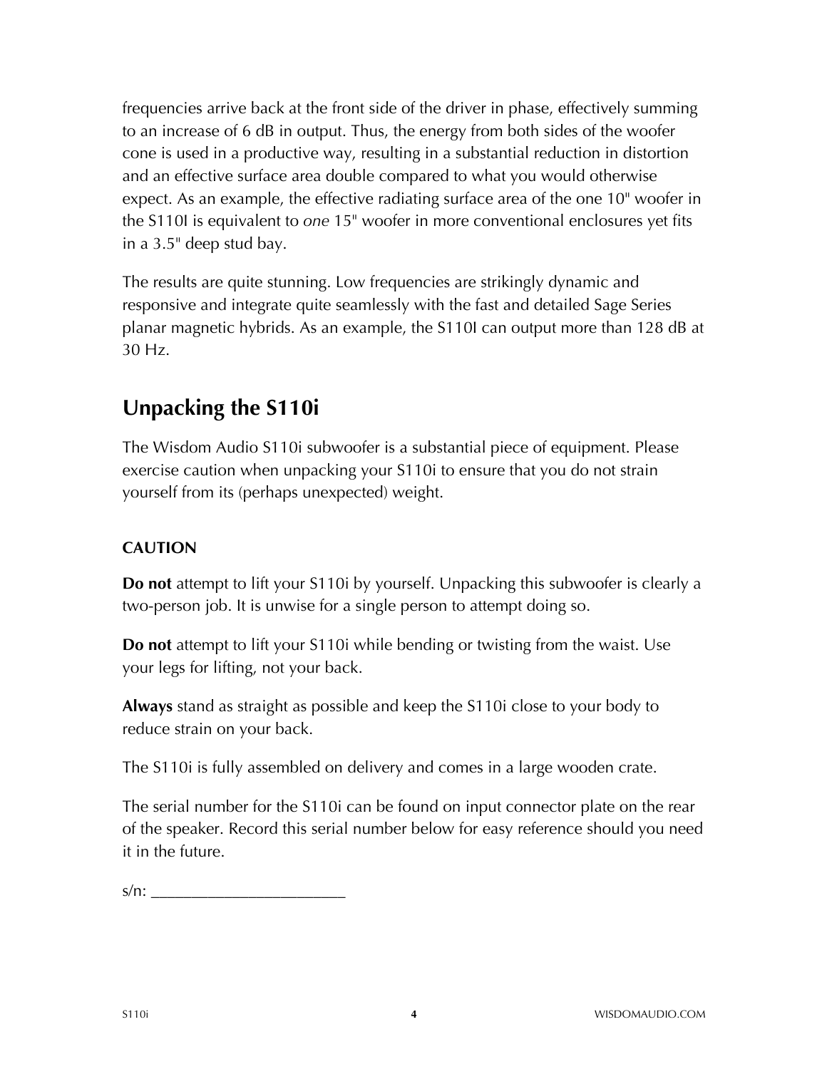frequencies arrive back at the front side of the driver in phase, effectively summing to an increase of 6 dB in output. Thus, the energy from both sides of the woofer cone is used in a productive way, resulting in a substantial reduction in distortion and an effective surface area double compared to what you would otherwise expect. As an example, the effective radiating surface area of the one 10" woofer in the S110I is equivalent to *one* 15" woofer in more conventional enclosures yet fits in a 3.5" deep stud bay.

The results are quite stunning. Low frequencies are strikingly dynamic and responsive and integrate quite seamlessly with the fast and detailed Sage Series planar magnetic hybrids. As an example, the S110I can output more than 128 dB at 30 Hz.

## Unpacking the S110i

The Wisdom Audio S110i subwoofer is a substantial piece of equipment. Please exercise caution when unpacking your S110i to ensure that you do not strain yourself from its (perhaps unexpected) weight.

**CAUTION**

**Do not** attempt to lift your S110i by yourself. Unpacking this subwoofer is clearly a two-person job. It is unwise for a single person to attempt doing so.

**Do not** attempt to lift your S110i while bending or twisting from the waist. Use your legs for lifting, not your back.

**Always** stand as straight as possible and keep the S110i close to your body to reduce strain on your back.

The S110i is fully assembled on delivery and comes in a large wooden crate.

The serial number for the S110i can be found on input connector plate on the rear of the speaker. Record this serial number below for easy reference should you need it in the future.

s/n: ________________________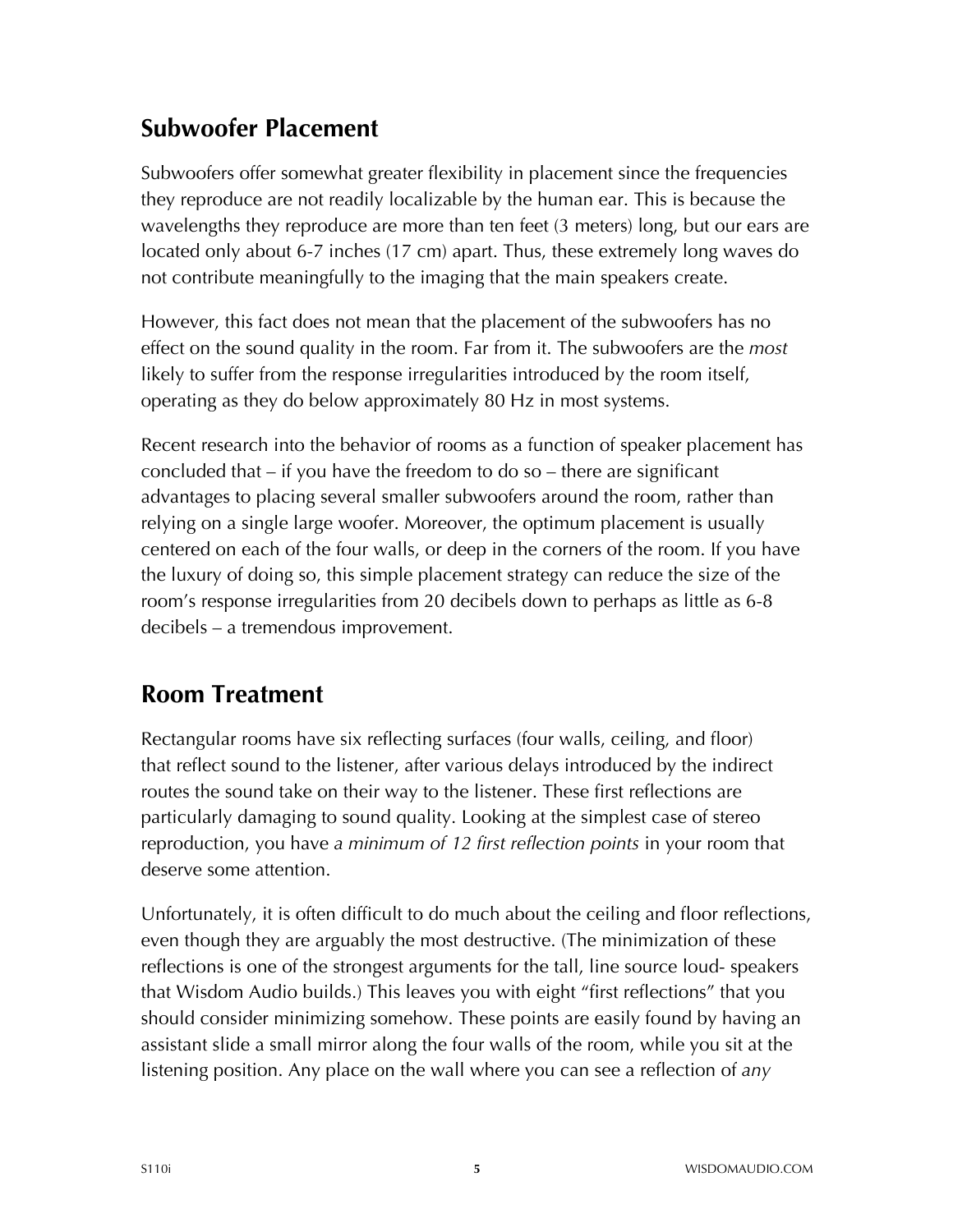## Subwoofer Placement

Subwoofers offer somewhat greater flexibility in placement since the frequencies they reproduce are not readily localizable by the human ear. This is because the wavelengths they reproduce are more than ten feet (3 meters) long, but our ears are located only about 6-7 inches (17 cm) apart. Thus, these extremely long waves do not contribute meaningfully to the imaging that the main speakers create.

However, this fact does not mean that the placement of the subwoofers has no effect on the sound quality in the room. Far from it. The subwoofers are the *most* likely to suffer from the response irregularities introduced by the room itself, operating as they do below approximately 80 Hz in most systems.

Recent research into the behavior of rooms as a function of speaker placement has concluded that – if you have the freedom to do so – there are significant advantages to placing several smaller subwoofers around the room, rather than relying on a single large woofer. Moreover, the optimum placement is usually centered on each of the four walls, or deep in the corners of the room. If you have the luxury of doing so, this simple placement strategy can reduce the size of the room's response irregularities from 20 decibels down to perhaps as little as 6-8 decibels – a tremendous improvement.

## Room Treatment

Rectangular rooms have six reflecting surfaces (four walls, ceiling, and floor) that reflect sound to the listener, after various delays introduced by the indirect routes the sound take on their way to the listener. These first reflections are particularly damaging to sound quality. Looking at the simplest case of stereo reproduction, you have *a minimum of 12 first reflection points* in your room that deserve some attention.

Unfortunately, it is often difficult to do much about the ceiling and floor reflections, even though they are arguably the most destructive. (The minimization of these reflections is one of the strongest arguments for the tall, line source loud- speakers that Wisdom Audio builds.) This leaves you with eight "first reflections" that you should consider minimizing somehow. These points are easily found by having an assistant slide a small mirror along the four walls of the room, while you sit at the listening position. Any place on the wall where you can see a reflection of *any*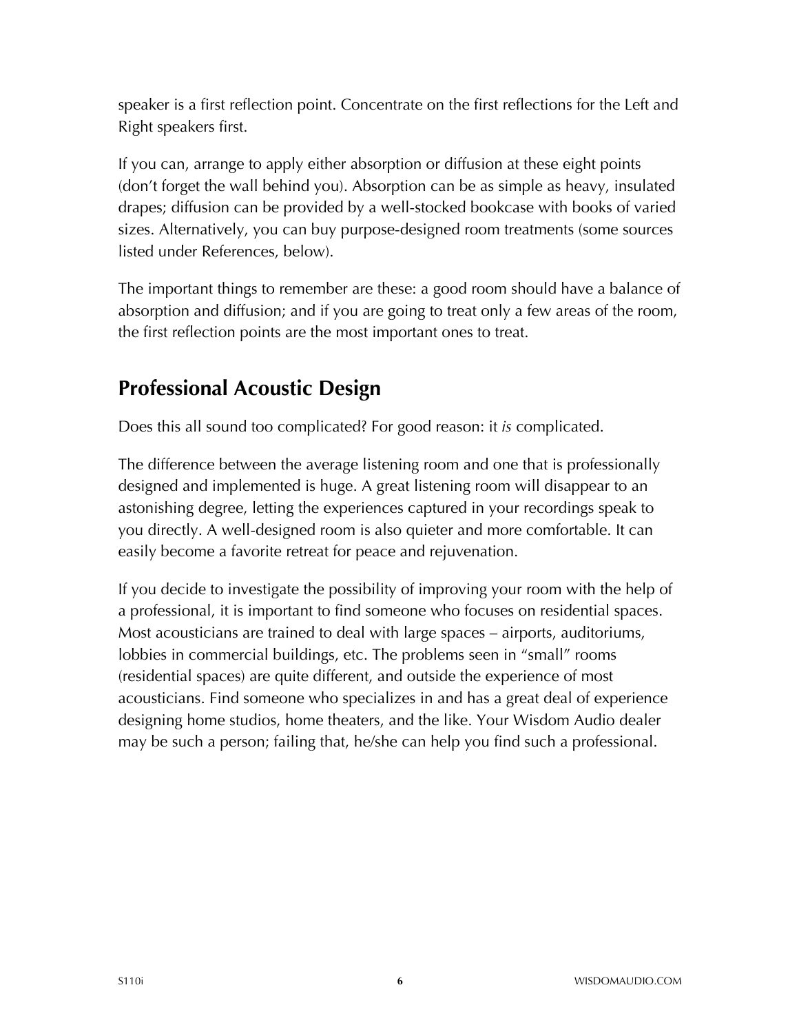speaker is a first reflection point. Concentrate on the first reflections for the Left and Right speakers first.

If you can, arrange to apply either absorption or diffusion at these eight points (don't forget the wall behind you). Absorption can be as simple as heavy, insulated drapes; diffusion can be provided by a well-stocked bookcase with books of varied sizes. Alternatively, you can buy purpose-designed room treatments (some sources listed under References, below).

The important things to remember are these: a good room should have a balance of absorption and diffusion; and if you are going to treat only a few areas of the room, the first reflection points are the most important ones to treat.

## Professional Acoustic Design

Does this all sound too complicated? For good reason: it *is* complicated.

The difference between the average listening room and one that is professionally designed and implemented is huge. A great listening room will disappear to an astonishing degree, letting the experiences captured in your recordings speak to you directly. A well-designed room is also quieter and more comfortable. It can easily become a favorite retreat for peace and rejuvenation.

If you decide to investigate the possibility of improving your room with the help of a professional, it is important to find someone who focuses on residential spaces. Most acousticians are trained to deal with large spaces – airports, auditoriums, lobbies in commercial buildings, etc. The problems seen in "small" rooms (residential spaces) are quite different, and outside the experience of most acousticians. Find someone who specializes in and has a great deal of experience designing home studios, home theaters, and the like. Your Wisdom Audio dealer may be such a person; failing that, he/she can help you find such a professional.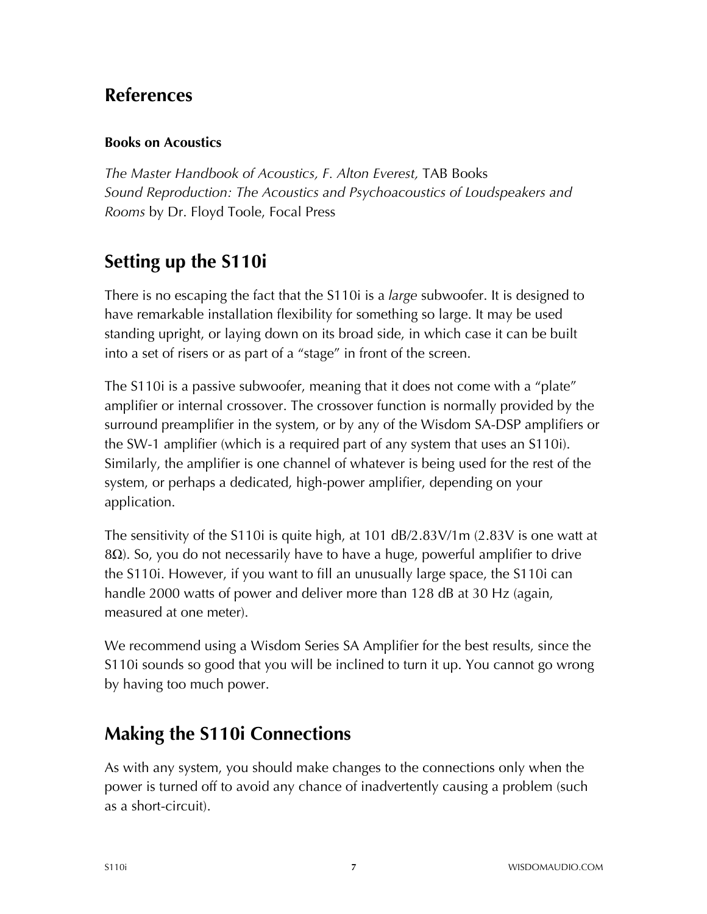## References

### Books on Acoustics

*The Master Handbook of Acoustics, F. Alton Everest,* TAB Books
*Sound Reproduction: The Acoustics and Psychoacoustics of Loudspeakers and Rooms* by Dr. Floyd Toole, Focal Press

## Setting up the S110i

There is no escaping the fact that the S110i is a *large* subwoofer. It is designed to have remarkable installation flexibility for something so large. It may be used standing upright, or laying down on its broad side, in which case it can be built into a set of risers or as part of a "stage" in front of the screen.

The S110i is a passive subwoofer, meaning that it does not come with a "plate" amplifier or internal crossover. The crossover function is normally provided by the surround preamplifier in the system, or by any of the Wisdom SA-DSP amplifiers or the SW-1 amplifier (which is a required part of any system that uses an S110i). Similarly, the amplifier is one channel of whatever is being used for the rest of the system, or perhaps a dedicated, high-power amplifier, depending on your application.

The sensitivity of the S110i is quite high, at 101 dB/2.83V/1m (2.83V is one watt at 8Ω). So, you do not necessarily have to have a huge, powerful amplifier to drive the S110i. However, if you want to fill an unusually large space, the S110i can handle 2000 watts of power and deliver more than 128 dB at 30 Hz (again, measured at one meter).

We recommend using a Wisdom Series SA Amplifier for the best results, since the S110i sounds so good that you will be inclined to turn it up. You cannot go wrong by having too much power.

## Making the S110i Connections

As with any system, you should make changes to the connections only when the power is turned off to avoid any chance of inadvertently causing a problem (such as a short-circuit).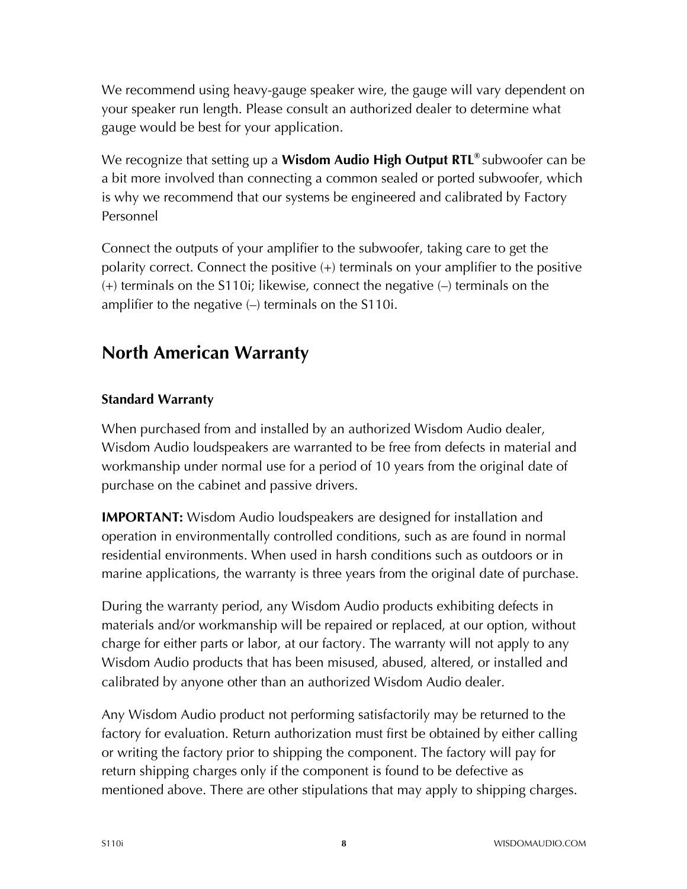We recommend using heavy-gauge speaker wire, the gauge will vary dependent on your speaker run length. Please consult an authorized dealer to determine what gauge would be best for your application.

We recognize that setting up a **Wisdom Audio High Output RTL®** subwoofer can be a bit more involved than connecting a common sealed or ported subwoofer, which is why we recommend that our systems be engineered and calibrated by Factory Personnel

Connect the outputs of your amplifier to the subwoofer, taking care to get the polarity correct. Connect the positive (+) terminals on your amplifier to the positive (+) terminals on the S110i; likewise, connect the negative (–) terminals on the amplifier to the negative (–) terminals on the S110i.

## North American Warranty

### Standard Warranty

When purchased from and installed by an authorized Wisdom Audio dealer, Wisdom Audio loudspeakers are warranted to be free from defects in material and workmanship under normal use for a period of 10 years from the original date of purchase on the cabinet and passive drivers.

**IMPORTANT:** Wisdom Audio loudspeakers are designed for installation and operation in environmentally controlled conditions, such as are found in normal residential environments. When used in harsh conditions such as outdoors or in marine applications, the warranty is three years from the original date of purchase.

During the warranty period, any Wisdom Audio products exhibiting defects in materials and/or workmanship will be repaired or replaced, at our option, without charge for either parts or labor, at our factory. The warranty will not apply to any Wisdom Audio products that has been misused, abused, altered, or installed and calibrated by anyone other than an authorized Wisdom Audio dealer.

Any Wisdom Audio product not performing satisfactorily may be returned to the factory for evaluation. Return authorization must first be obtained by either calling or writing the factory prior to shipping the component. The factory will pay for return shipping charges only if the component is found to be defective as mentioned above. There are other stipulations that may apply to shipping charges.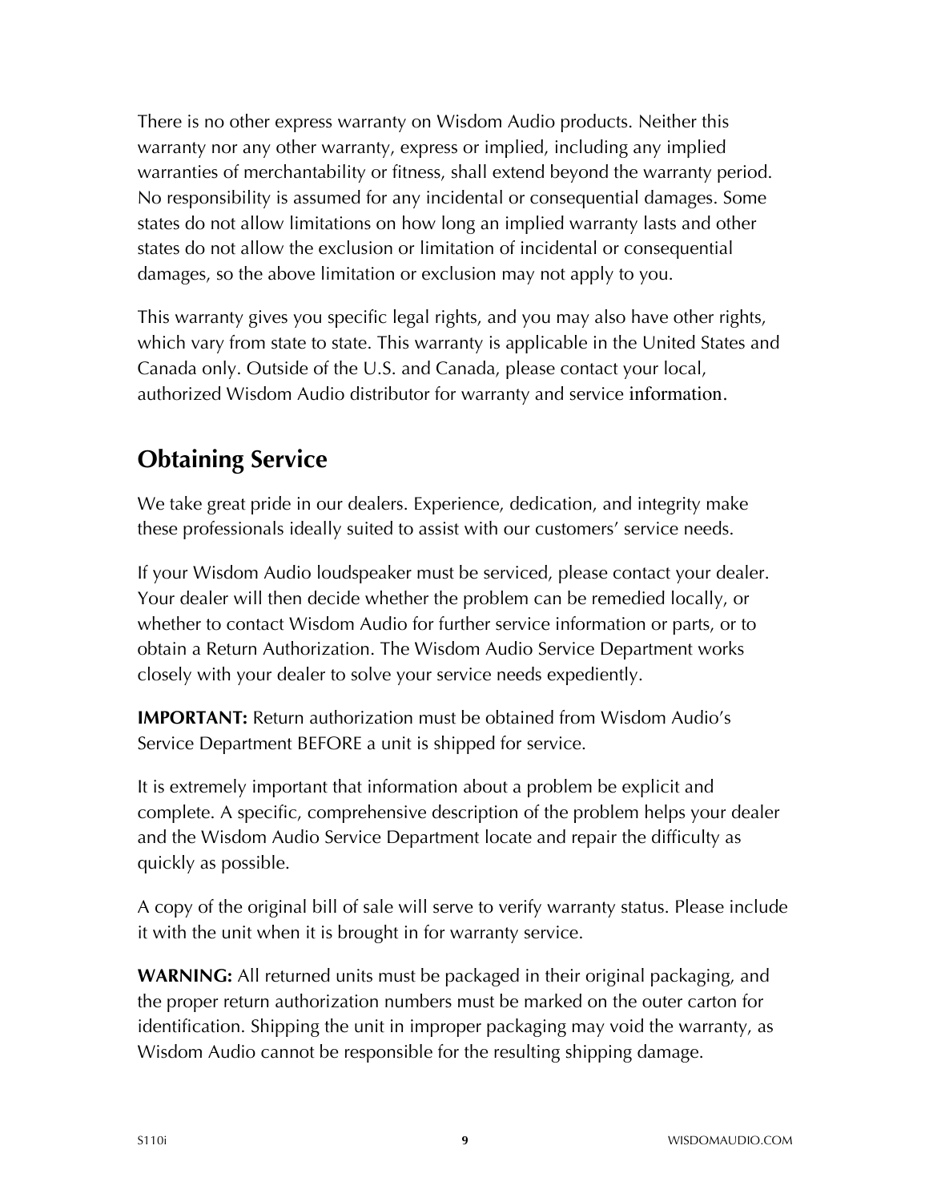There is no other express warranty on Wisdom Audio products. Neither this warranty nor any other warranty, express or implied, including any implied warranties of merchantability or fitness, shall extend beyond the warranty period. No responsibility is assumed for any incidental or consequential damages. Some states do not allow limitations on how long an implied warranty lasts and other states do not allow the exclusion or limitation of incidental or consequential damages, so the above limitation or exclusion may not apply to you.

This warranty gives you specific legal rights, and you may also have other rights, which vary from state to state. This warranty is applicable in the United States and Canada only. Outside of the U.S. and Canada, please contact your local, authorized Wisdom Audio distributor for warranty and service information.

## Obtaining Service

We take great pride in our dealers. Experience, dedication, and integrity make these professionals ideally suited to assist with our customers' service needs.

If your Wisdom Audio loudspeaker must be serviced, please contact your dealer. Your dealer will then decide whether the problem can be remedied locally, or whether to contact Wisdom Audio for further service information or parts, or to obtain a Return Authorization. The Wisdom Audio Service Department works closely with your dealer to solve your service needs expediently.

**IMPORTANT:** Return authorization must be obtained from Wisdom Audio's Service Department BEFORE a unit is shipped for service.

It is extremely important that information about a problem be explicit and complete. A specific, comprehensive description of the problem helps your dealer and the Wisdom Audio Service Department locate and repair the difficulty as quickly as possible.

A copy of the original bill of sale will serve to verify warranty status. Please include it with the unit when it is brought in for warranty service.

**WARNING:** All returned units must be packaged in their original packaging, and the proper return authorization numbers must be marked on the outer carton for identification. Shipping the unit in improper packaging may void the warranty, as Wisdom Audio cannot be responsible for the resulting shipping damage.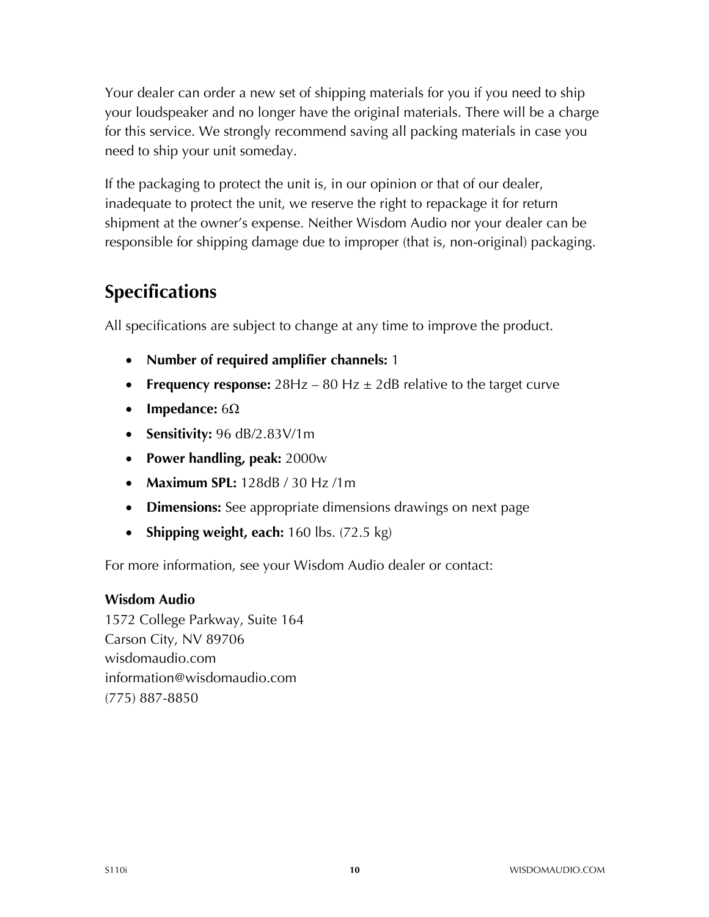Your dealer can order a new set of shipping materials for you if you need to ship your loudspeaker and no longer have the original materials. There will be a charge for this service. We strongly recommend saving all packing materials in case you need to ship your unit someday.

If the packaging to protect the unit is, in our opinion or that of our dealer, inadequate to protect the unit, we reserve the right to repackage it for return shipment at the owner's expense. Neither Wisdom Audio nor your dealer can be responsible for shipping damage due to improper (that is, non-original) packaging.

## Specifications

All specifications are subject to change at any time to improve the product.

- **Number of required amplifier channels:** 1
- **Frequency response:** 28Hz – 80 Hz ± 2dB relative to the target curve
- **Impedance:** 6Ω
- **Sensitivity:** 96 dB/2.83V/1m
- **Power handling, peak:** 2000w
- **Maximum SPL:** 128dB / 30 Hz /1m
- **Dimensions:** See appropriate dimensions drawings on next page
- **Shipping weight, each:** 160 lbs. (72.5 kg)

For more information, see your Wisdom Audio dealer or contact:

**Wisdom Audio**
1572 College Parkway, Suite 164
Carson City, NV 89706
wisdomaudio.com
information@wisdomaudio.com
(775) 887-8850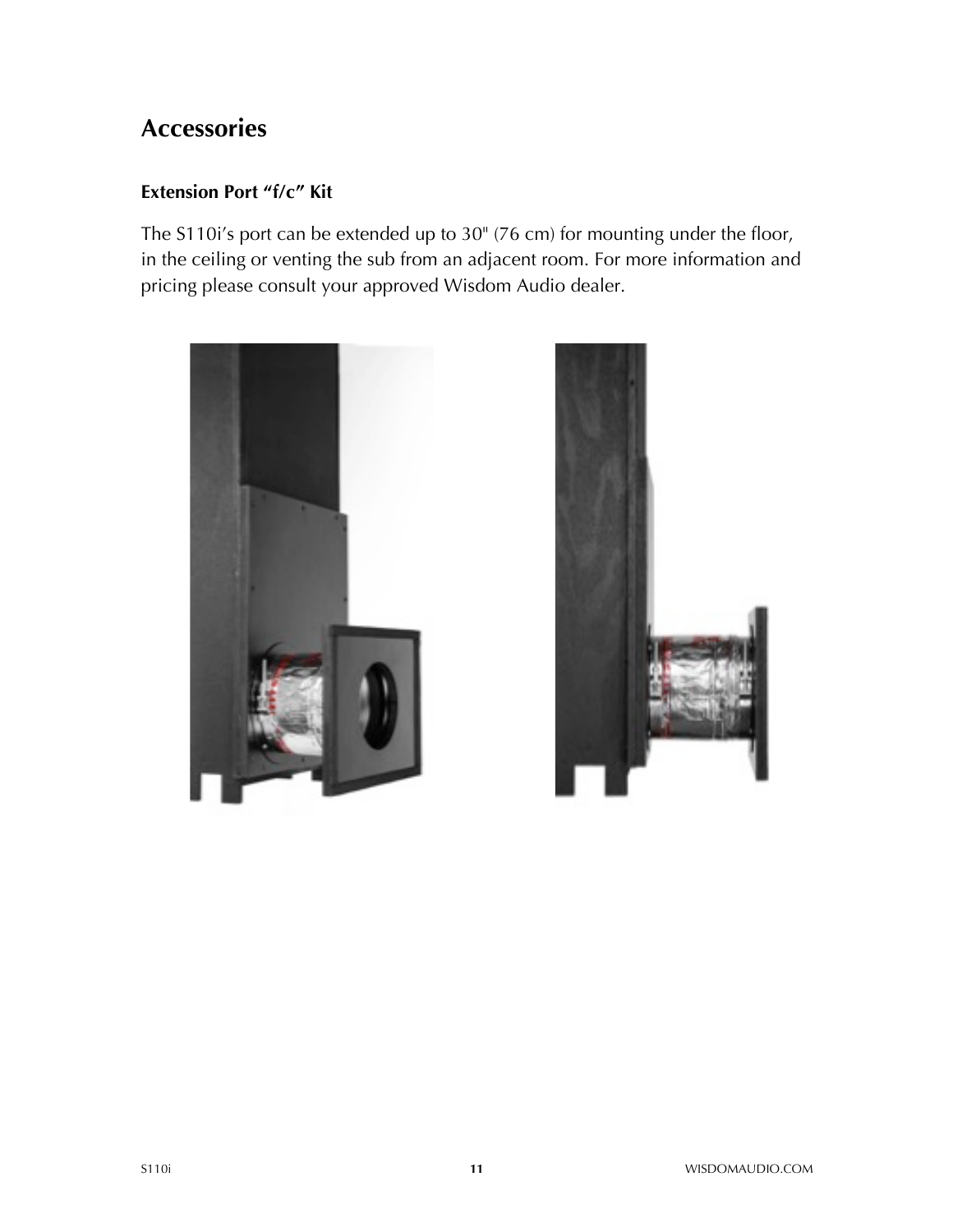# Accessories

## Extension Port "f/c" Kit

The S110i's port can be extended up to 30" (76 cm) for mounting under the floor, in the ceiling or venting the sub from an adjacent room. For more information and pricing please consult your approved Wisdom Audio dealer.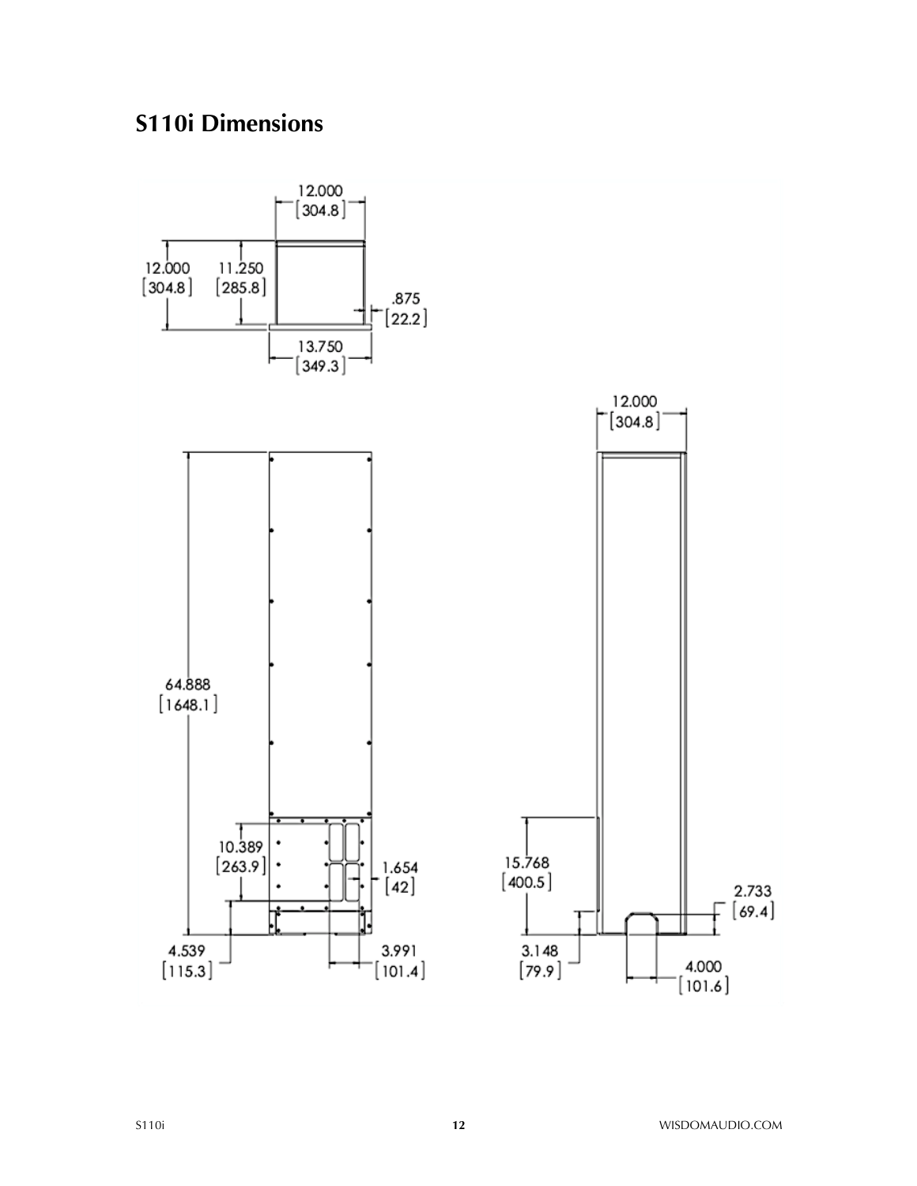# S110i Dimensions

12.000 [304.8]

12.000 [304.8]

11.250 [285.8]

.875 [22.2]

13.750 [349.3]

12.000 [304.8]

64.888 [1648.1]

10.389 [263.9]

1.654 [42]

15.768 [400.5]

2.733 [69.4]

4.539 [115.3]

3.991 [101.4]

3.148 [79.9]

4.000 [101.6]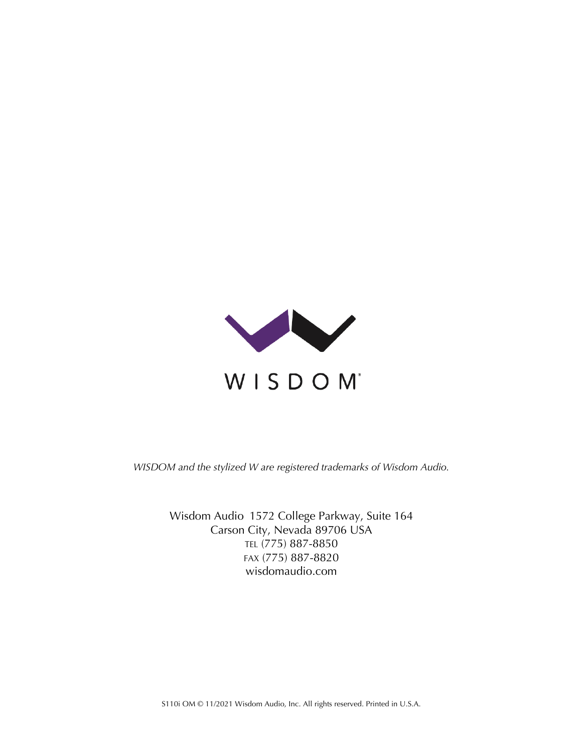WISDOM

*WISDOM and the stylized W are registered trademarks of Wisdom Audio.*

Wisdom Audio  1572 College Parkway, Suite 164
Carson City, Nevada 89706 USA
TEL (775) 887-8850
FAX (775) 887-8820
wisdomaudio.com

S110i OM © 11/2021 Wisdom Audio, Inc. All rights reserved. Printed in U.S.A.